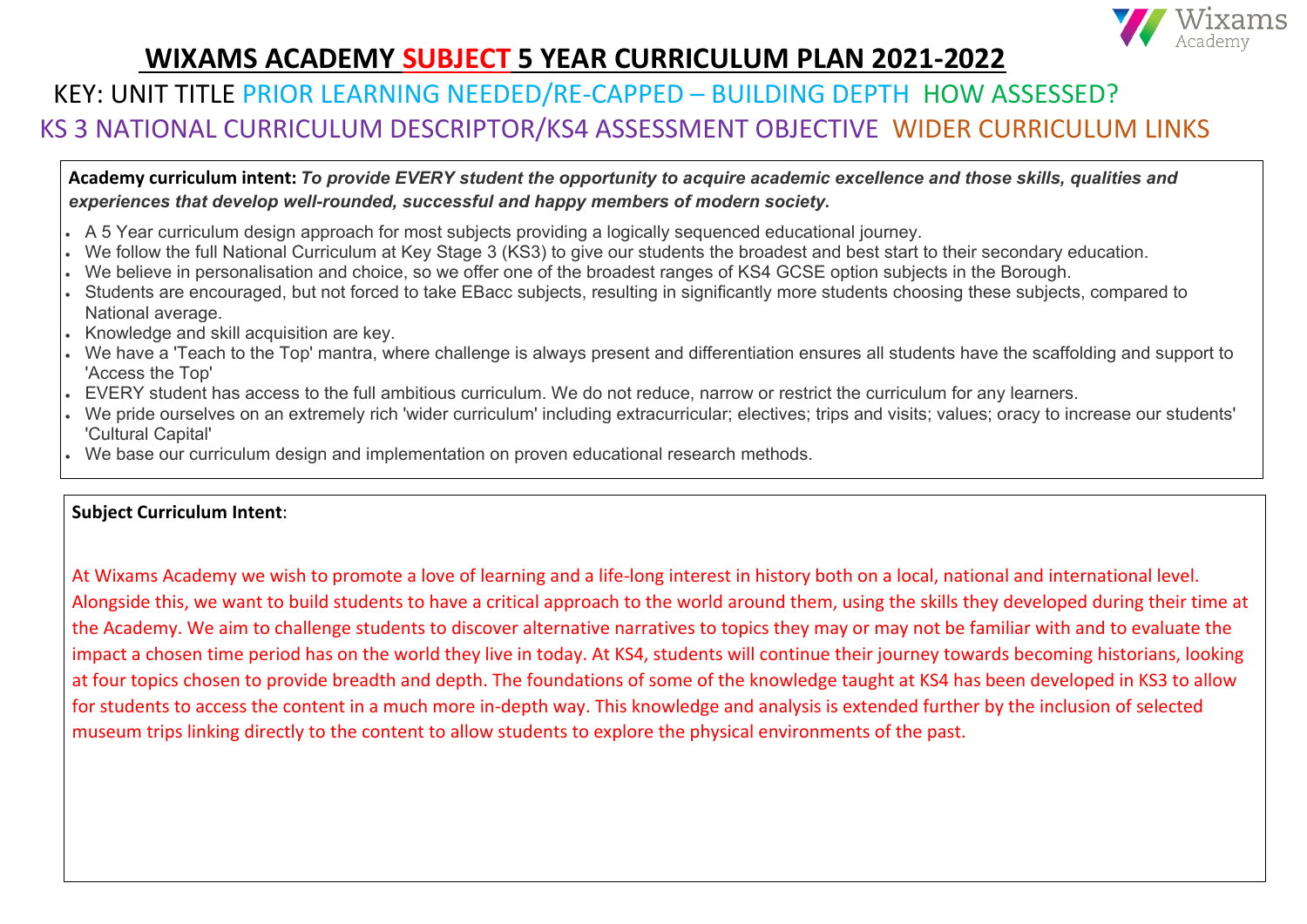# WIXAMS ACADEMY SUBJECT 5 YEAR CURRICULUM PLAN 2021-2022

KEY: UNIT TITLE PRIOR LEARNING NEEDED/RE-CAPPED – BUILDING DEPTH HOW ASSESSED?

KS 3 NATIONAL CURRICULUM DESCRIPTOR/KS4 ASSESSMENT OBJECTIVE WIDER CURRICULUM LINKS

**Academy curriculum intent:** ***To provide EVERY student the opportunity to acquire academic excellence and those skills, qualities and experiences that develop well-rounded, successful and happy members of modern society.***

- A 5 Year curriculum design approach for most subjects providing a logically sequenced educational journey.
- We follow the full National Curriculum at Key Stage 3 (KS3) to give our students the broadest and best start to their secondary education.
- We believe in personalisation and choice, so we offer one of the broadest ranges of KS4 GCSE option subjects in the Borough.
- Students are encouraged, but not forced to take EBacc subjects, resulting in significantly more students choosing these subjects, compared to National average.
- Knowledge and skill acquisition are key.
- We have a 'Teach to the Top' mantra, where challenge is always present and differentiation ensures all students have the scaffolding and support to 'Access the Top'
- EVERY student has access to the full ambitious curriculum. We do not reduce, narrow or restrict the curriculum for any learners.
- We pride ourselves on an extremely rich 'wider curriculum' including extracurricular; electives; trips and visits; values; oracy to increase our students' 'Cultural Capital'
- We base our curriculum design and implementation on proven educational research methods.

**Subject Curriculum Intent**:

At Wixams Academy we wish to promote a love of learning and a life-long interest in history both on a local, national and international level. Alongside this, we want to build students to have a critical approach to the world around them, using the skills they developed during their time at the Academy. We aim to challenge students to discover alternative narratives to topics they may or may not be familiar with and to evaluate the impact a chosen time period has on the world they live in today. At KS4, students will continue their journey towards becoming historians, looking at four topics chosen to provide breadth and depth. The foundations of some of the knowledge taught at KS4 has been developed in KS3 to allow for students to access the content in a much more in-depth way. This knowledge and analysis is extended further by the inclusion of selected museum trips linking directly to the content to allow students to explore the physical environments of the past.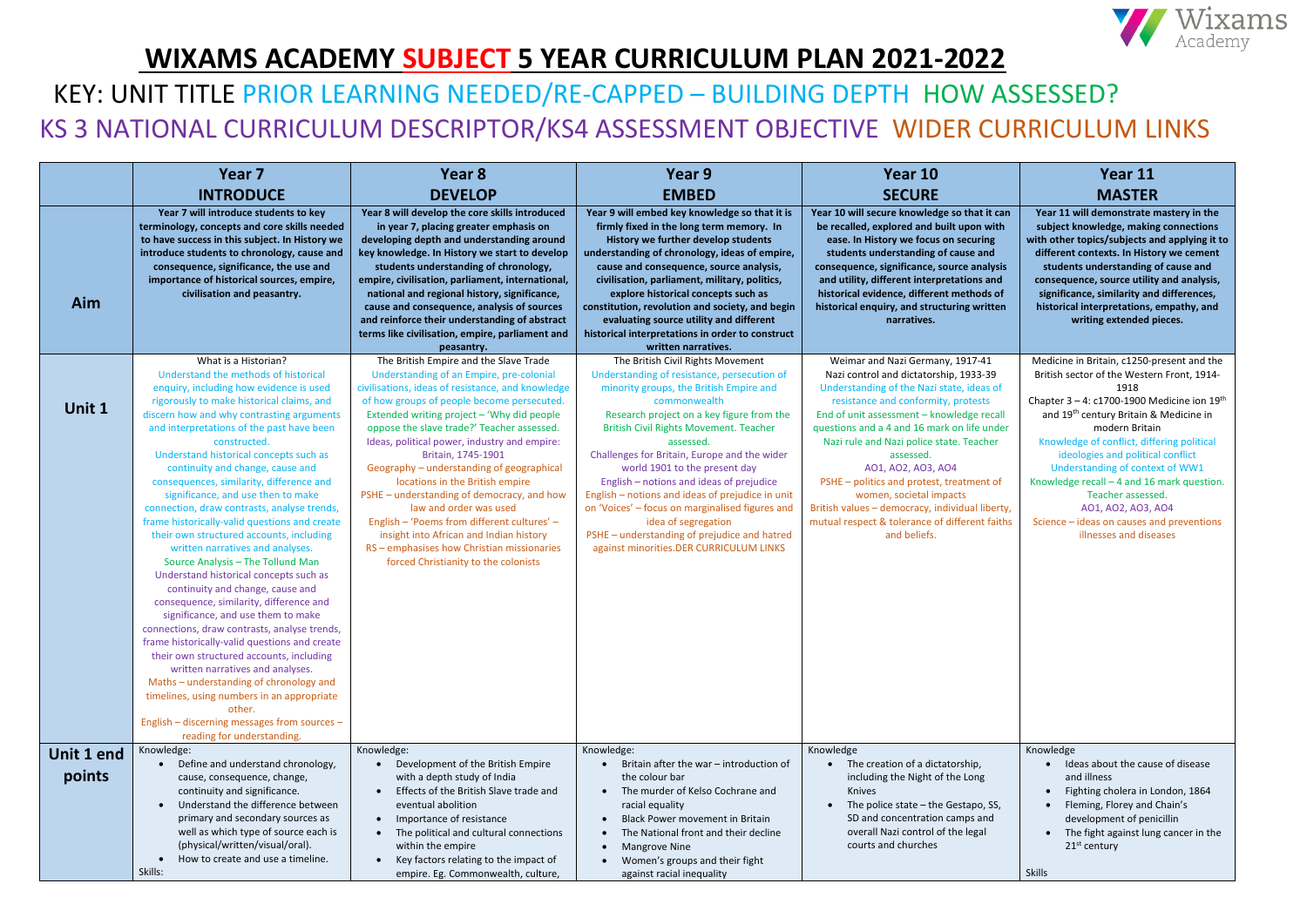# WIXAMS ACADEMY SUBJECT 5 YEAR CURRICULUM PLAN 2021-2022

## KEY: UNIT TITLE PRIOR LEARNING NEEDED/RE-CAPPED – BUILDING DEPTH HOW ASSESSED?

## KS 3 NATIONAL CURRICULUM DESCRIPTOR/KS4 ASSESSMENT OBJECTIVE WIDER CURRICULUM LINKS

| | Year 7 INTRODUCE | Year 8 DEVELOP | Year 9 EMBED | Year 10 SECURE | Year 11 MASTER |
|---|---|---|---|---|---|
| **Aim** | **Year 7 will introduce students to key terminology, concepts and core skills needed to have success in this subject. In History we introduce students to chronology, cause and consequence, significance, the use and importance of historical sources, empire, civilisation and peasantry.** | **Year 8 will develop the core skills introduced in year 7, placing greater emphasis on developing depth and understanding around key knowledge. In History we start to develop students understanding of chronology, empire, civilisation, parliament, international, national and regional history, significance, cause and consequence, analysis of sources and reinforce their understanding of abstract terms like civilisation, empire, parliament and peasantry.** | **Year 9 will embed key knowledge so that it is firmly fixed in the long term memory. In History we further develop students understanding of chronology, ideas of empire, cause and consequence, source analysis, civilisation, parliament, military, politics, explore historical concepts such as constitution, revolution and society, and begin evaluating source utility and different historical interpretations in order to construct written narratives.** | **Year 10 will secure knowledge so that it can be recalled, explored and built upon with ease. In History we focus on securing students understanding of cause and consequence, significance, source analysis and utility, different interpretations and historical evidence, different methods of historical enquiry, and structuring written narratives.** | **Year 11 will demonstrate mastery in the subject knowledge, making connections with other topics/subjects and applying it to different contexts. In History we cement students understanding of cause and consequence, source utility and analysis, significance, similarity and differences, historical interpretations, empathy, and writing extended pieces.** |
| **Unit 1** | What is a Historian?<br>Understand the methods of historical enquiry, including how evidence is used rigorously to make historical claims, and discern how and why contrasting arguments and interpretations of the past have been constructed.<br>Understand historical concepts such as continuity and change, cause and consequences, similarity, difference and significance, and use then to make connection, draw contrasts, analyse trends, frame historically-valid questions and create their own structured accounts, including written narratives and analyses.<br>Source Analysis – The Tollund Man<br>Understand historical concepts such as continuity and change, cause and consequence, similarity, difference and significance, and use them to make connections, draw contrasts, analyse trends, frame historically-valid questions and create their own structured accounts, including written narratives and analyses.<br>Maths – understanding of chronology and timelines, using numbers in an appropriate other.<br>English – discerning messages from sources – reading for understanding. | The British Empire and the Slave Trade<br>Understanding of an Empire, pre-colonial civilisations, ideas of resistance, and knowledge of how groups of people become persecuted.<br>Extended writing project – 'Why did people oppose the slave trade?' Teacher assessed.<br>Ideas, political power, industry and empire: Britain, 1745-1901<br>Geography – understanding of geographical locations in the British empire<br>PSHE – understanding of democracy, and how law and order was used<br>English – 'Poems from different cultures' – insight into African and Indian history<br>RS – emphasises how Christian missionaries forced Christianity to the colonists | The British Civil Rights Movement<br>Understanding of resistance, persecution of minority groups, the British Empire and commonwealth<br>Research project on a key figure from the British Civil Rights Movement. Teacher assessed.<br>Challenges for Britain, Europe and the wider world 1901 to the present day<br>English – notions and ideas of prejudice<br>English – notions and ideas of prejudice in unit on 'Voices' – focus on marginalised figures and idea of segregation<br>PSHE – understanding of prejudice and hatred against minorities.DER CURRICULUM LINKS | Weimar and Nazi Germany, 1917-41<br>Nazi control and dictatorship, 1933-39<br>Understanding of the Nazi state, ideas of resistance and conformity, protests<br>End of unit assessment – knowledge recall questions and a 4 and 16 mark on life under Nazi rule and Nazi police state. Teacher assessed.<br>AO1, AO2, AO3, AO4<br>PSHE – politics and protest, treatment of women, societal impacts<br>British values – democracy, individual liberty, mutual respect & tolerance of different faiths and beliefs. | Medicine in Britain, c1250-present and the British sector of the Western Front, 1914-1918<br>Chapter 3 – 4: c1700-1900 Medicine ion 19th and 19th century Britain & Medicine in modern Britain<br>Knowledge of conflict, differing political ideologies and political conflict<br>Understanding of context of WW1<br>Knowledge recall – 4 and 16 mark question. Teacher assessed.<br>AO1, AO2, AO3, AO4<br>Science – ideas on causes and preventions illnesses and diseases |
| **Unit 1 end points** | Knowledge:<br>• Define and understand chronology, cause, consequence, change, continuity and significance.<br>• Understand the difference between primary and secondary sources as well as which type of source each is (physical/written/visual/oral).<br>• How to create and use a timeline.<br>Skills: | Knowledge:<br>• Development of the British Empire with a depth study of India<br>• Effects of the British Slave trade and eventual abolition<br>• Importance of resistance<br>• The political and cultural connections within the empire<br>• Key factors relating to the impact of empire. Eg. Commonwealth, culture, | Knowledge:<br>• Britain after the war – introduction of the colour bar<br>• The murder of Kelso Cochrane and racial equality<br>• Black Power movement in Britain<br>• The National front and their decline<br>• Mangrove Nine<br>• Women's groups and their fight against racial inequality | Knowledge<br>• The creation of a dictatorship, including the Night of the Long Knives<br>• The police state – the Gestapo, SS, SD and concentration camps and overall Nazi control of the legal courts and churches | Knowledge<br>• Ideas about the cause of disease and illness<br>• Fighting cholera in London, 1864<br>• Fleming, Florey and Chain's development of penicillin<br>• The fight against lung cancer in the 21st century<br><br>Skills |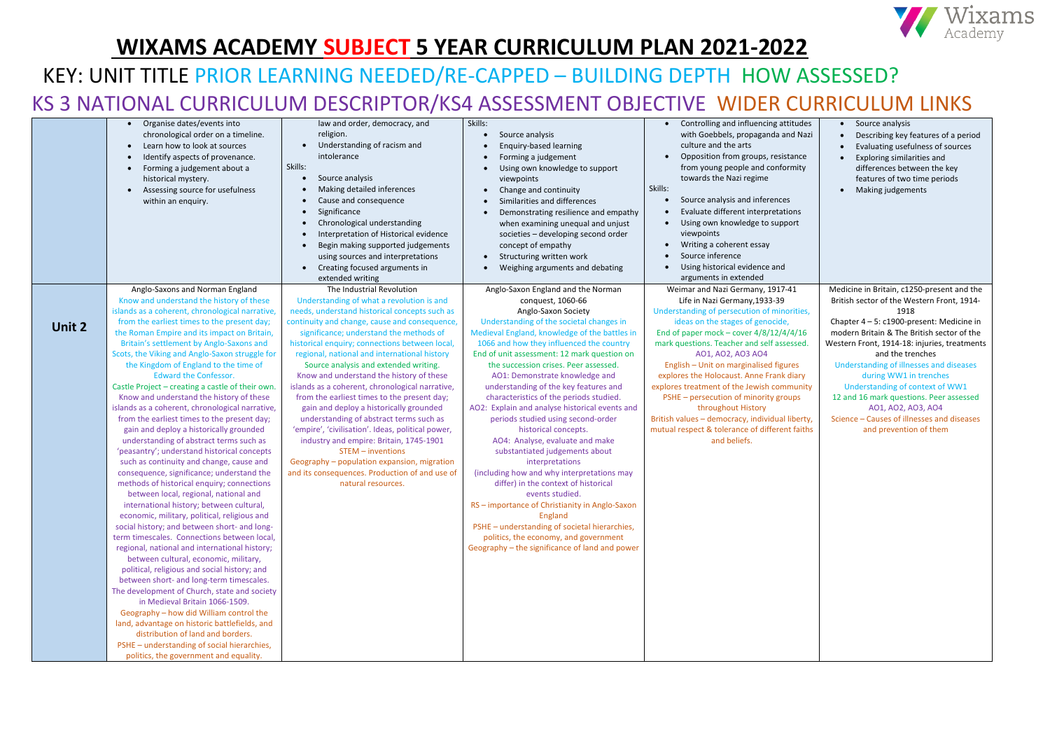# WIXAMS ACADEMY SUBJECT 5 YEAR CURRICULUM PLAN 2021-2022

KEY: UNIT TITLE PRIOR LEARNING NEEDED/RE-CAPPED – BUILDING DEPTH HOW ASSESSED?

KS 3 NATIONAL CURRICULUM DESCRIPTOR/KS4 ASSESSMENT OBJECTIVE WIDER CURRICULUM LINKS

| | | | | | |
|---|---|---|---|---|---|
| | • Organise dates/events into chronological order on a timeline.<br>• Learn how to look at sources<br>• Identify aspects of provenance.<br>• Forming a judgement about a historical mystery.<br>• Assessing source for usefulness within an enquiry. | law and order, democracy, and religion.<br>• Understanding of racism and intolerance<br>Skills:<br>• Source analysis<br>• Making detailed inferences<br>• Cause and consequence<br>• Significance<br>• Chronological understanding<br>• Interpretation of Historical evidence<br>• Begin making supported judgements using sources and interpretations<br>• Creating focused arguments in extended writing | Skills:<br>• Source analysis<br>• Enquiry-based learning<br>• Forming a judgement<br>• Using own knowledge to support viewpoints<br>• Change and continuity<br>• Similarities and differences<br>• Demonstrating resilience and empathy when examining unequal and unjust societies – developing second order concept of empathy<br>• Structuring written work<br>• Weighing arguments and debating | • Controlling and influencing attitudes with Goebbels, propaganda and Nazi culture and the arts<br>• Opposition from groups, resistance from young people and conformity towards the Nazi regime<br>Skills:<br>• Source analysis and inferences<br>• Evaluate different interpretations<br>• Using own knowledge to support viewpoints<br>• Writing a coherent essay<br>• Source inference<br>• Using historical evidence and arguments in extended | • Source analysis<br>• Describing key features of a period<br>• Evaluating usefulness of sources<br>• Exploring similarities and differences between the key features of two time periods<br>• Making judgements |
| **Unit 2** | Anglo-Saxons and Norman England<br>Know and understand the history of these islands as a coherent, chronological narrative, from the earliest times to the present day; the Roman Empire and its impact on Britain, Britain's settlement by Anglo-Saxons and Scots, the Viking and Anglo-Saxon struggle for the Kingdom of England to the time of Edward the Confessor.<br>Castle Project – creating a castle of their own.<br>Know and understand the history of these islands as a coherent, chronological narrative, from the earliest times to the present day; gain and deploy a historically grounded understanding of abstract terms such as 'peasantry'; understand historical concepts such as continuity and change, cause and consequence, significance; understand the methods of historical enquiry; connections between local, regional, national and international history; between cultural, economic, military, political, religious and social history; and between short- and long-term timescales. Connections between local, regional, national and international history; between cultural, economic, military, political, religious and social history; and between short- and long-term timescales.<br>The development of Church, state and society in Medieval Britain 1066-1509.<br>Geography – how did William control the land, advantage on historic battlefields, and distribution of land and borders.<br>PSHE – understanding of social hierarchies, politics, the government and equality. | The Industrial Revolution<br>Understanding of what a revolution is and needs, understand historical concepts such as continuity and change, cause and consequence, significance; understand the methods of historical enquiry; connections between local, regional, national and international history<br>Source analysis and extended writing.<br>Know and understand the history of these islands as a coherent, chronological narrative, from the earliest times to the present day; gain and deploy a historically grounded understanding of abstract terms such as 'empire', 'civilisation'. Ideas, political power, industry and empire: Britain, 1745-1901<br>STEM – inventions<br>Geography – population expansion, migration and its consequences. Production of and use of natural resources. | Anglo-Saxon England and the Norman conquest, 1060-66<br>Anglo-Saxon Society<br>Understanding of the societal changes in Medieval England, knowledge of the battles in 1066 and how they influenced the country<br>End of unit assessment: 12 mark question on the succession crises. Peer assessed.<br>AO1: Demonstrate knowledge and understanding of the key features and characteristics of the periods studied.<br>AO2: Explain and analyse historical events and periods studied using second-order historical concepts.<br>AO4: Analyse, evaluate and make substantiated judgements about interpretations (including how and why interpretations may differ) in the context of historical events studied.<br>RS – importance of Christianity in Anglo-Saxon England<br>PSHE – understanding of societal hierarchies, politics, the economy, and government<br>Geography – the significance of land and power | Weimar and Nazi Germany, 1917-41<br>Life in Nazi Germany,1933-39<br>Understanding of persecution of minorities, ideas on the stages of genocide,<br>End of paper mock – cover 4/8/12/4/4/16 mark questions. Teacher and self assessed.<br>AO1, AO2, AO3 AO4<br>English – Unit on marginalised figures explores the Holocaust. Anne Frank diary explores treatment of the Jewish community<br>PSHE – persecution of minority groups throughout History<br>British values – democracy, individual liberty, mutual respect & tolerance of different faiths and beliefs. | Medicine in Britain, c1250-present and the British sector of the Western Front, 1914-1918<br>Chapter 4 – 5: c1900-present: Medicine in modern Britain & The British sector of the Western Front, 1914-18: injuries, treatments and the trenches<br>Understanding of illnesses and diseases during WW1 in trenches<br>Understanding of context of WW1<br>12 and 16 mark questions. Peer assessed<br>AO1, AO2, AO3, AO4<br>Science – Causes of illnesses and diseases and prevention of them |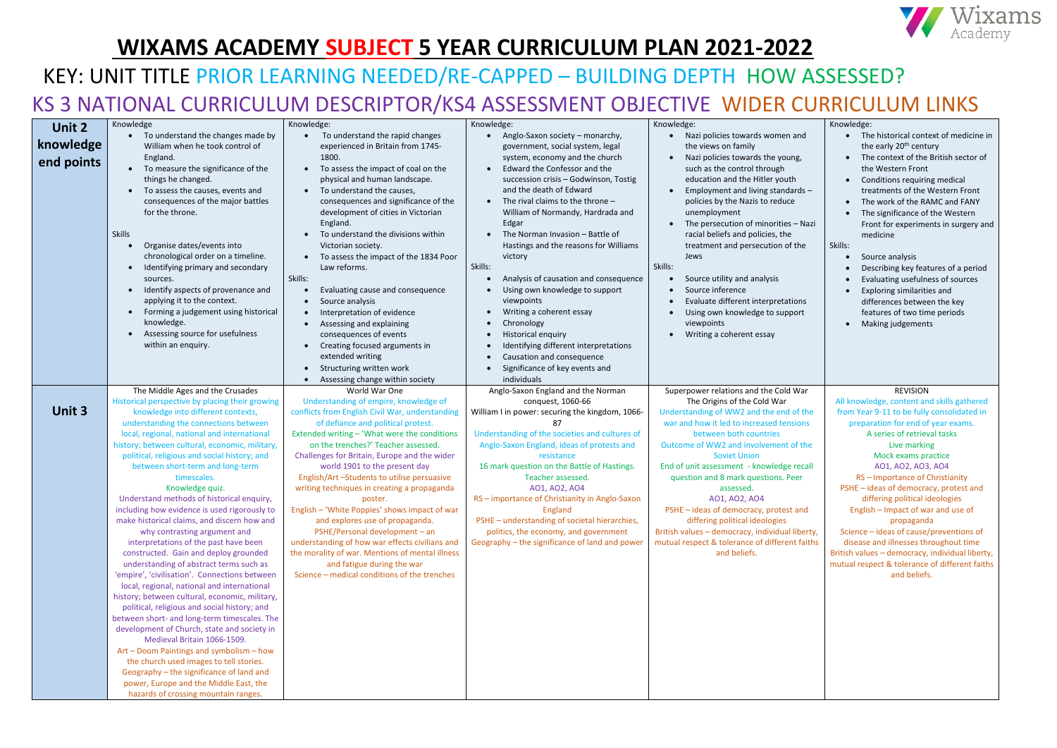# WIXAMS ACADEMY SUBJECT 5 YEAR CURRICULUM PLAN 2021-2022

KEY: UNIT TITLE PRIOR LEARNING NEEDED/RE-CAPPED – BUILDING DEPTH HOW ASSESSED?

KS 3 NATIONAL CURRICULUM DESCRIPTOR/KS4 ASSESSMENT OBJECTIVE WIDER CURRICULUM LINKS

| | | | | | |
|---|---|---|---|---|---|
| **Unit 2 knowledge end points** | Knowledge<br>• To understand the changes made by William when he took control of England.<br>• To measure the significance of the things he changed.<br>• To assess the causes, events and consequences of the major battles for the throne.<br><br>Skills<br>• Organise dates/events into chronological order on a timeline.<br>• Identifying primary and secondary sources.<br>• Identify aspects of provenance and applying it to the context.<br>• Forming a judgement using historical knowledge.<br>• Assessing source for usefulness within an enquiry. | Knowledge:<br>• To understand the rapid changes experienced in Britain from 1745-1800.<br>• To assess the impact of coal on the physical and human landscape.<br>• To understand the causes, consequences and significance of the development of cities in Victorian England.<br>• To understand the divisions within Victorian society.<br>• To assess the impact of the 1834 Poor Law reforms.<br>Skills:<br>• Evaluating cause and consequence<br>• Source analysis<br>• Interpretation of evidence<br>• Assessing and explaining consequences of events<br>• Creating focused arguments in extended writing<br>• Structuring written work<br>• Assessing change within society | Knowledge:<br>• Anglo-Saxon society – monarchy, government, social system, legal system, economy and the church<br>• Edward the Confessor and the succession crisis – Godwinson, Tostig and the death of Edward<br>• The rival claims to the throne – William of Normandy, Hardrada and Edgar<br>• The Norman Invasion – Battle of Hastings and the reasons for Williams victory<br>Skills:<br>• Analysis of causation and consequence<br>• Using own knowledge to support viewpoints<br>• Writing a coherent essay<br>• Chronology<br>• Historical enquiry<br>• Identifying different interpretations<br>• Causation and consequence<br>• Significance of key events and individuals | Knowledge:<br>• Nazi policies towards women and the views on family<br>• Nazi policies towards the young, such as the control through education and the Hitler youth<br>• Employment and living standards – policies by the Nazis to reduce unemployment<br>• The persecution of minorities – Nazi racial beliefs and policies, the treatment and persecution of the Jews<br>Skills:<br>• Source utility and analysis<br>• Source inference<br>• Evaluate different interpretations<br>• Using own knowledge to support viewpoints<br>• Writing a coherent essay | Knowledge:<br>• The historical context of medicine in the early 20th century<br>• The context of the British sector of the Western Front<br>• Conditions requiring medical treatments of the Western Front<br>• The work of the RAMC and FANY<br>• The significance of the Western Front for experiments in surgery and medicine<br>Skills:<br>• Source analysis<br>• Describing key features of a period<br>• Evaluating usefulness of sources<br>• Exploring similarities and differences between the key features of two time periods<br>• Making judgements |
| **Unit 3** | The Middle Ages and the Crusades<br>Historical perspective by placing their growing knowledge into different contexts, understanding the connections between local, regional, national and international history; between cultural, economic, military, political, religious and social history; and between short-term and long-term timescales.<br>Knowledge quiz.<br>Understand methods of historical enquiry, including how evidence is used rigorously to make historical claims, and discern how and why contrasting argument and interpretations of the past have been constructed. Gain and deploy grounded understanding of abstract terms such as 'empire', 'civilisation'. Connections between local, regional, national and international history; between cultural, economic, military, political, religious and social history; and between short- and long-term timescales. The development of Church, state and society in Medieval Britain 1066-1509.<br>Art – Doom Paintings and symbolism – how the church used images to tell stories.<br>Geography – the significance of land and power, Europe and the Middle East, the hazards of crossing mountain ranges. | World War One<br>Understanding of empire, knowledge of conflicts from English Civil War, understanding of defiance and political protest.<br>Extended writing – 'What were the conditions on the trenches?' Teacher assessed.<br>Challenges for Britain, Europe and the wider world 1901 to the present day<br>English/Art –Students to utilise persuasive writing techniques in creating a propaganda poster.<br>English – 'White Poppies' shows impact of war and explores use of propaganda.<br>PSHE/Personal development – an understanding of how war effects civilians and the morality of war. Mentions of mental illness and fatigue during the war<br>Science – medical conditions of the trenches | Anglo-Saxon England and the Norman conquest, 1060-66<br>William I in power: securing the kingdom, 1066-87<br>Understanding of the societies and cultures of Anglo-Saxon England, ideas of protests and resistance<br>16 mark question on the Battle of Hastings. Teacher assessed.<br>AO1, AO2, AO4<br>RS – importance of Christianity in Anglo-Saxon England<br>PSHE – understanding of societal hierarchies, politics, the economy, and government<br>Geography – the significance of land and power | Superpower relations and the Cold War<br>The Origins of the Cold War<br>Understanding of WW2 and the end of the war and how it led to increased tensions between both countries<br>Outcome of WW2 and involvement of the Soviet Union<br>End of unit assessment - knowledge recall question and 8 mark questions. Peer assessed.<br>AO1, AO2, AO4<br>PSHE – ideas of democracy, protest and differing political ideologies<br>British values – democracy, individual liberty, mutual respect & tolerance of different faiths and beliefs. | REVISION<br>All knowledge, content and skills gathered from Year 9-11 to be fully consolidated in preparation for end of year exams.<br>A series of retrieval tasks<br>Live marking<br>Mock exams practice<br>AO1, AO2, AO3, AO4<br>RS – Importance of Christianity<br>PSHE – ideas of democracy, protest and differing political ideologies<br>English – Impact of war and use of propaganda<br>Science – ideas of cause/preventions of disease and illnesses throughout time<br>British values – democracy, individual liberty, mutual respect & tolerance of different faiths and beliefs. |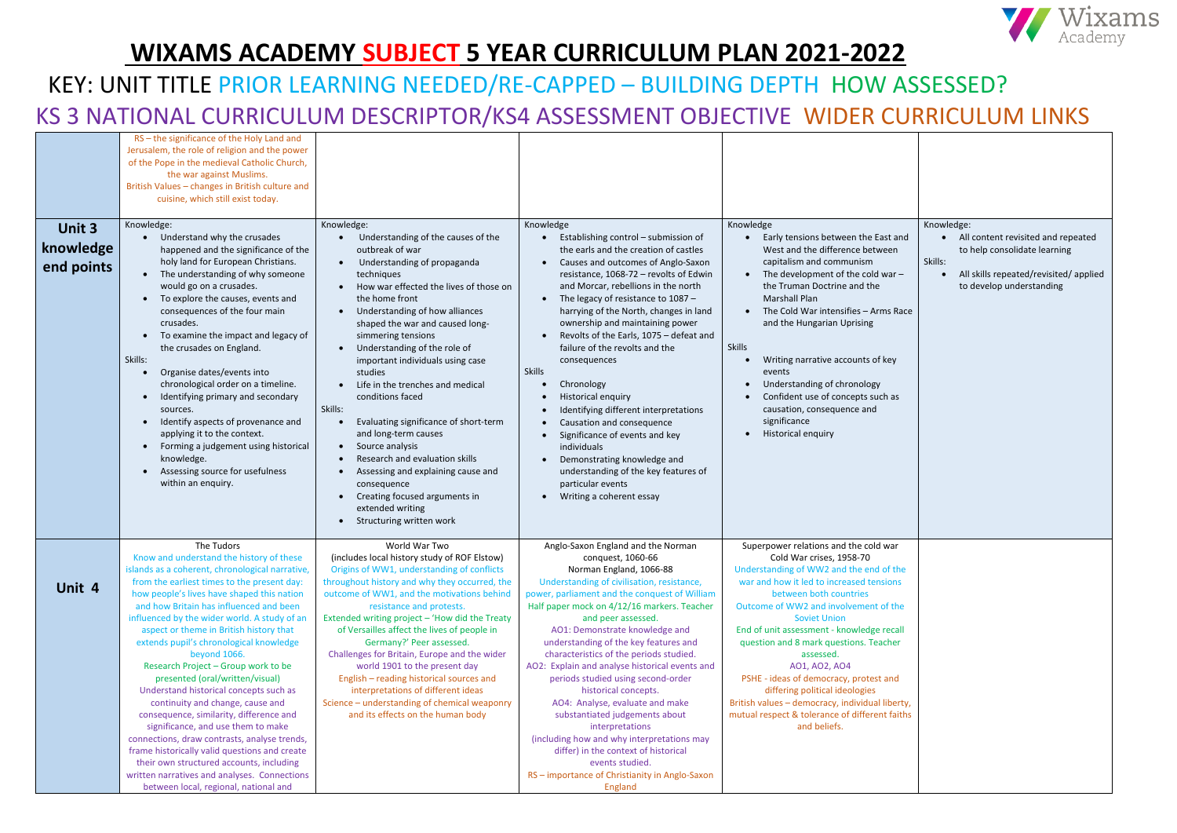# WIXAMS ACADEMY SUBJECT 5 YEAR CURRICULUM PLAN 2021-2022

KEY: UNIT TITLE PRIOR LEARNING NEEDED/RE-CAPPED – BUILDING DEPTH HOW ASSESSED?

KS 3 NATIONAL CURRICULUM DESCRIPTOR/KS4 ASSESSMENT OBJECTIVE WIDER CURRICULUM LINKS

| | | | | | |
|---|---|---|---|---|---|
| | RS – the significance of the Holy Land and Jerusalem, the role of religion and the power of the Pope in the medieval Catholic Church, the war against Muslims.<br>British Values – changes in British culture and cuisine, which still exist today. | | | | |
| **Unit 3 knowledge end points** | Knowledge:<br>• Understand why the crusades happened and the significance of the holy land for European Christians.<br>• The understanding of why someone would go on a crusades.<br>• To explore the causes, events and consequences of the four main crusades.<br>• To examine the impact and legacy of the crusades on England.<br>Skills:<br>• Organise dates/events into chronological order on a timeline.<br>• Identifying primary and secondary sources.<br>• Identify aspects of provenance and applying it to the context.<br>• Forming a judgement using historical knowledge.<br>• Assessing source for usefulness within an enquiry. | Knowledge:<br>• Understanding of the causes of the outbreak of war<br>• Understanding of propaganda techniques<br>• How war effected the lives of those on the home front<br>• Understanding of how alliances shaped the war and caused long-simmering tensions<br>• Understanding of the role of important individuals using case studies<br>• Life in the trenches and medical conditions faced<br>Skills:<br>• Evaluating significance of short-term and long-term causes<br>• Source analysis<br>• Research and evaluation skills<br>• Assessing and explaining cause and consequence<br>• Creating focused arguments in extended writing<br>• Structuring written work | Knowledge<br>• Establishing control – submission of the earls and the creation of castles<br>• Causes and outcomes of Anglo-Saxon resistance, 1068-72 – revolts of Edwin and Morcar, rebellions in the north<br>• The legacy of resistance to 1087 – harrying of the North, changes in land ownership and maintaining power<br>• Revolts of the Earls, 1075 – defeat and failure of the revolts and the consequences<br>Skills<br>• Chronology<br>• Historical enquiry<br>• Identifying different interpretations<br>• Causation and consequence<br>• Significance of events and key individuals<br>• Demonstrating knowledge and understanding of the key features of particular events<br>• Writing a coherent essay | Knowledge<br>• Early tensions between the East and West and the difference between capitalism and communism<br>• The development of the cold war – the Truman Doctrine and the Marshall Plan<br>• The Cold War intensifies – Arms Race and the Hungarian Uprising<br>Skills<br>• Writing narrative accounts of key events<br>• Understanding of chronology<br>• Confident use of concepts such as causation, consequence and significance<br>• Historical enquiry | Knowledge:<br>• All content revisited and repeated to help consolidate learning<br>Skills:<br>• All skills repeated/revisited/ applied to develop understanding |
| **Unit 4** | The Tudors<br>Know and understand the history of these islands as a coherent, chronological narrative, from the earliest times to the present day: how people's lives have shaped this nation and how Britain has influenced and been influenced by the wider world. A study of an aspect or theme in British history that extends pupil's chronological knowledge beyond 1066.<br>Research Project – Group work to be presented (oral/written/visual)<br>Understand historical concepts such as continuity and change, cause and consequence, similarity, difference and significance, and use them to make connections, draw contrasts, analyse trends, frame historically valid questions and create their own structured accounts, including written narratives and analyses. Connections between local, regional, national and | World War Two<br>(includes local history study of ROF Elstow)<br>Origins of WW1, understanding of conflicts throughout history and why they occurred, the outcome of WW1, and the motivations behind resistance and protests.<br>Extended writing project – 'How did the Treaty of Versailles affect the lives of people in Germany?' Peer assessed.<br>Challenges for Britain, Europe and the wider world 1901 to the present day<br>English – reading historical sources and interpretations of different ideas<br>Science – understanding of chemical weaponry and its effects on the human body | Anglo-Saxon England and the Norman conquest, 1060-66<br>Norman England, 1066-88<br>Understanding of civilisation, resistance, power, parliament and the conquest of William<br>Half paper mock on 4/12/16 markers. Teacher and peer assessed.<br>AO1: Demonstrate knowledge and understanding of the key features and characteristics of the periods studied.<br>AO2: Explain and analyse historical events and periods studied using second-order historical concepts.<br>AO4: Analyse, evaluate and make substantiated judgements about interpretations (including how and why interpretations may differ) in the context of historical events studied.<br>RS – importance of Christianity in Anglo-Saxon England | Superpower relations and the cold war<br>Cold War crises, 1958-70<br>Understanding of WW2 and the end of the war and how it led to increased tensions between both countries<br>Outcome of WW2 and involvement of the Soviet Union<br>End of unit assessment - knowledge recall question and 8 mark questions. Teacher assessed.<br>AO1, AO2, AO4<br>PSHE - ideas of democracy, protest and differing political ideologies<br>British values – democracy, individual liberty, mutual respect & tolerance of different faiths and beliefs. | |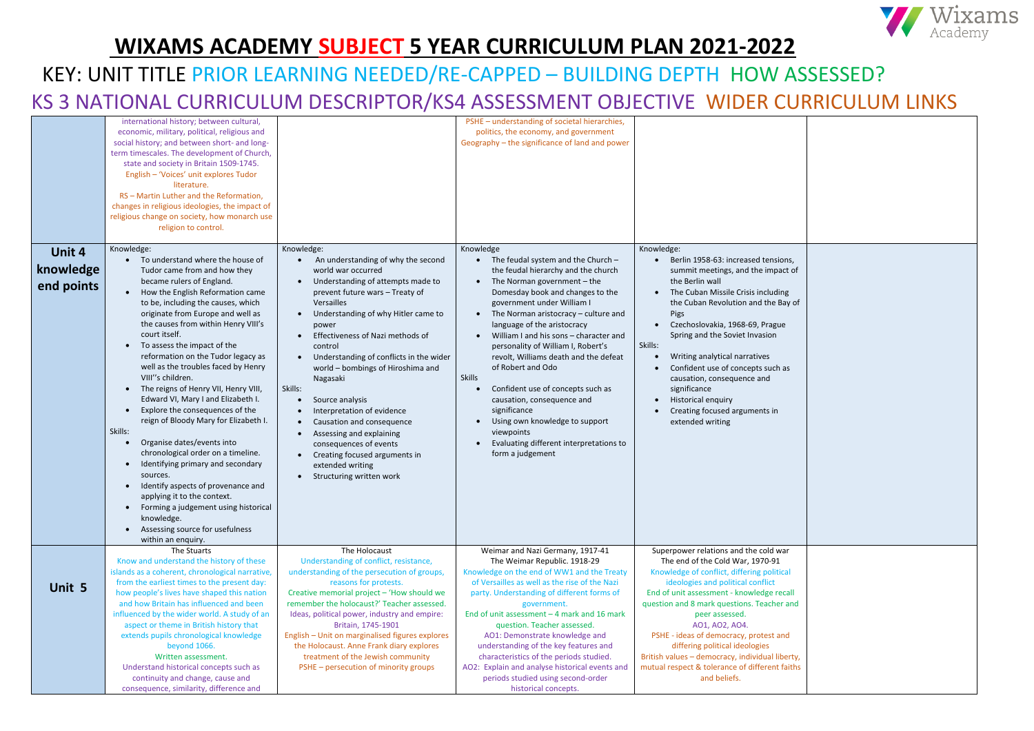# WIXAMS ACADEMY SUBJECT 5 YEAR CURRICULUM PLAN 2021-2022

KEY: UNIT TITLE PRIOR LEARNING NEEDED/RE-CAPPED – BUILDING DEPTH HOW ASSESSED?

KS 3 NATIONAL CURRICULUM DESCRIPTOR/KS4 ASSESSMENT OBJECTIVE WIDER CURRICULUM LINKS

| | | | | | |
|---|---|---|---|---|---|
| | international history; between cultural, economic, military, political, religious and social history; and between short- and long-term timescales. The development of Church, state and society in Britain 1509-1745. English – 'Voices' unit explores Tudor literature. RS – Martin Luther and the Reformation, changes in religious ideologies, the impact of religious change on society, how monarch use religion to control. | | PSHE – understanding of societal hierarchies, politics, the economy, and government Geography – the significance of land and power | | |
| **Unit 4 knowledge end points** | Knowledge:<br>• To understand where the house of Tudor came from and how they became rulers of England.<br>• How the English Reformation came to be, including the causes, which originate from Europe and well as the causes from within Henry VIII's court itself.<br>• To assess the impact of the reformation on the Tudor legacy as well as the troubles faced by Henry VIII''s children.<br>• The reigns of Henry VII, Henry VIII, Edward VI, Mary I and Elizabeth I.<br>• Explore the consequences of the reign of Bloody Mary for Elizabeth I.<br>Skills:<br>• Organise dates/events into chronological order on a timeline.<br>• Identifying primary and secondary sources.<br>• Identify aspects of provenance and applying it to the context.<br>• Forming a judgement using historical knowledge.<br>• Assessing source for usefulness within an enquiry. | Knowledge:<br>• An understanding of why the second world war occurred<br>• Understanding of attempts made to prevent future wars – Treaty of Versailles<br>• Understanding of why Hitler came to power<br>• Effectiveness of Nazi methods of control<br>• Understanding of conflicts in the wider world – bombings of Hiroshima and Nagasaki<br>Skills:<br>• Source analysis<br>• Interpretation of evidence<br>• Causation and consequence<br>• Assessing and explaining consequences of events<br>• Creating focused arguments in extended writing<br>• Structuring written work | Knowledge<br>• The feudal system and the Church – the feudal hierarchy and the church<br>• The Norman government – the Domesday book and changes to the government under William I<br>• The Norman aristocracy – culture and language of the aristocracy<br>• William I and his sons – character and personality of William I, Robert's revolt, Williams death and the defeat of Robert and Odo<br>Skills<br>• Confident use of concepts such as causation, consequence and significance<br>• Using own knowledge to support viewpoints<br>• Evaluating different interpretations to form a judgement | Knowledge:<br>• Berlin 1958-63: increased tensions, summit meetings, and the impact of the Berlin wall<br>• The Cuban Missile Crisis including the Cuban Revolution and the Bay of Pigs<br>• Czechoslovakia, 1968-69, Prague Spring and the Soviet Invasion<br>Skills:<br>• Writing analytical narratives<br>• Confident use of concepts such as causation, consequence and significance<br>• Historical enquiry<br>• Creating focused arguments in extended writing | |
| **Unit 5** | The Stuarts<br>Know and understand the history of these islands as a coherent, chronological narrative, from the earliest times to the present day: how people's lives have shaped this nation and how Britain has influenced and been influenced by the wider world. A study of an aspect or theme in British history that extends pupils chronological knowledge beyond 1066.<br>Written assessment.<br>Understand historical concepts such as continuity and change, cause and consequence, similarity, difference and | The Holocaust<br>Understanding of conflict, resistance, understanding of the persecution of groups, reasons for protests.<br>Creative memorial project – 'How should we remember the holocaust?' Teacher assessed.<br>Ideas, political power, industry and empire: Britain, 1745-1901<br>English – Unit on marginalised figures explores the Holocaust. Anne Frank diary explores treatment of the Jewish community<br>PSHE – persecution of minority groups | Weimar and Nazi Germany, 1917-41<br>The Weimar Republic. 1918-29<br>Knowledge on the end of WW1 and the Treaty of Versailles as well as the rise of the Nazi party. Understanding of different forms of government.<br>End of unit assessment – 4 mark and 16 mark question. Teacher assessed.<br>AO1: Demonstrate knowledge and understanding of the key features and characteristics of the periods studied.<br>AO2: Explain and analyse historical events and periods studied using second-order historical concepts. | Superpower relations and the cold war<br>The end of the Cold War, 1970-91<br>Knowledge of conflict, differing political ideologies and political conflict<br>End of unit assessment - knowledge recall question and 8 mark questions. Teacher and peer assessed.<br>AO1, AO2, AO4.<br>PSHE - ideas of democracy, protest and differing political ideologies<br>British values – democracy, individual liberty, mutual respect & tolerance of different faiths and beliefs. | |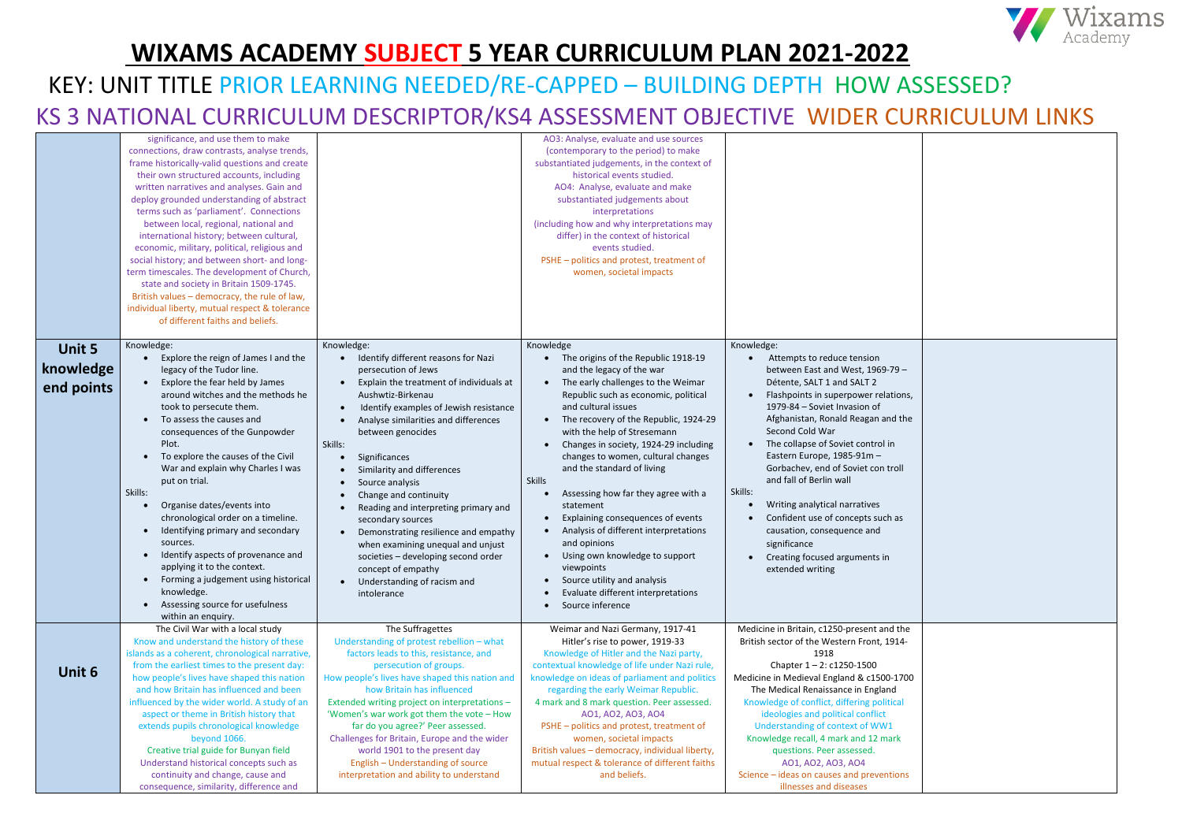# WIXAMS ACADEMY SUBJECT 5 YEAR CURRICULUM PLAN 2021-2022

KEY: UNIT TITLE PRIOR LEARNING NEEDED/RE-CAPPED – BUILDING DEPTH HOW ASSESSED?

KS 3 NATIONAL CURRICULUM DESCRIPTOR/KS4 ASSESSMENT OBJECTIVE WIDER CURRICULUM LINKS

| | | | | | |
|---|---|---|---|---|---|
| | significance, and use them to make connections, draw contrasts, analyse trends, frame historically-valid questions and create their own structured accounts, including written narratives and analyses. Gain and deploy grounded understanding of abstract terms such as 'parliament'. Connections between local, regional, national and international history; between cultural, economic, military, political, religious and social history; and between short- and long-term timescales. The development of Church, state and society in Britain 1509-1745.<br>British values – democracy, the rule of law, individual liberty, mutual respect & tolerance of different faiths and beliefs. | | AO3: Analyse, evaluate and use sources (contemporary to the period) to make substantiated judgements, in the context of historical events studied.<br>AO4: Analyse, evaluate and make substantiated judgements about interpretations (including how and why interpretations may differ) in the context of historical events studied.<br>PSHE – politics and protest, treatment of women, societal impacts | | |
| **Unit 5 knowledge end points** | Knowledge:<br>• Explore the reign of James I and the legacy of the Tudor line.<br>• Explore the fear held by James around witches and the methods he took to persecute them.<br>• To assess the causes and consequences of the Gunpowder Plot.<br>• To explore the causes of the Civil War and explain why Charles I was put on trial.<br>Skills:<br>• Organise dates/events into chronological order on a timeline.<br>• Identifying primary and secondary sources.<br>• Identify aspects of provenance and applying it to the context.<br>• Forming a judgement using historical knowledge.<br>• Assessing source for usefulness within an enquiry. | Knowledge:<br>• Identify different reasons for Nazi persecution of Jews<br>• Explain the treatment of individuals at Aushwitz-Birkenau<br>• Identify examples of Jewish resistance<br>• Analyse similarities and differences between genocides<br>Skills:<br>• Significances<br>• Similarity and differences<br>• Source analysis<br>• Change and continuity<br>• Reading and interpreting primary and secondary sources<br>• Demonstrating resilience and empathy when examining unequal and unjust societies – developing second order concept of empathy<br>• Understanding of racism and intolerance | Knowledge<br>• The origins of the Republic 1918-19 and the legacy of the war<br>• The early challenges to the Weimar Republic such as economic, political and cultural issues<br>• The recovery of the Republic, 1924-29 with the help of Stresemann<br>• Changes in society, 1924-29 including changes to women, cultural changes and the standard of living<br>Skills<br>• Assessing how far they agree with a statement<br>• Explaining consequences of events<br>• Analysis of different interpretations and opinions<br>• Using own knowledge to support viewpoints<br>• Source utility and analysis<br>• Evaluate different interpretations<br>• Source inference | Knowledge:<br>• Attempts to reduce tension between East and West, 1969-79 – Détente, SALT 1 and SALT 2<br>• Flashpoints in superpower relations, 1979-84 – Soviet Invasion of Afghanistan, Ronald Reagan and the Second Cold War<br>• The collapse of Soviet control in Eastern Europe, 1985-91m – Gorbachev, end of Soviet con troll and fall of Berlin wall<br>Skills:<br>• Writing analytical narratives<br>• Confident use of concepts such as causation, consequence and significance<br>• Creating focused arguments in extended writing | |
| **Unit 6** | The Civil War with a local study<br>Know and understand the history of these islands as a coherent, chronological narrative, from the earliest times to the present day: how people's lives have shaped this nation and how Britain has influenced and been influenced by the wider world. A study of an aspect or theme in British history that extends pupils chronological knowledge beyond 1066.<br>Creative trial guide for Bunyan field<br>Understand historical concepts such as continuity and change, cause and consequence, similarity, difference and | The Suffragettes<br>Understanding of protest rebellion – what factors leads to this, resistance, and persecution of groups.<br>How people's lives have shaped this nation and how Britain has influenced<br>Extended writing project on interpretations – 'Women's war work got them the vote – How far do you agree?' Peer assessed.<br>Challenges for Britain, Europe and the wider world 1901 to the present day<br>English – Understanding of source interpretation and ability to understand | Weimar and Nazi Germany, 1917-41<br>Hitler's rise to power, 1919-33<br>Knowledge of Hitler and the Nazi party, contextual knowledge of life under Nazi rule, knowledge on ideas of parliament and politics regarding the early Weimar Republic.<br>4 mark and 8 mark question. Peer assessed.<br>AO1, AO2, AO3, AO4<br>PSHE – politics and protest, treatment of women, societal impacts<br>British values – democracy, individual liberty, mutual respect & tolerance of different faiths and beliefs. | Medicine in Britain, c1250-present and the British sector of the Western Front, 1914-1918<br>Chapter 1 – 2: c1250-1500<br>Medicine in Medieval England & c1500-1700 The Medical Renaissance in England<br>Knowledge of conflict, differing political ideologies and political conflict<br>Understanding of context of WW1<br>Knowledge recall, 4 mark and 12 mark questions. Peer assessed.<br>AO1, AO2, AO3, AO4<br>Science – ideas on causes and preventions illenses and diseases | |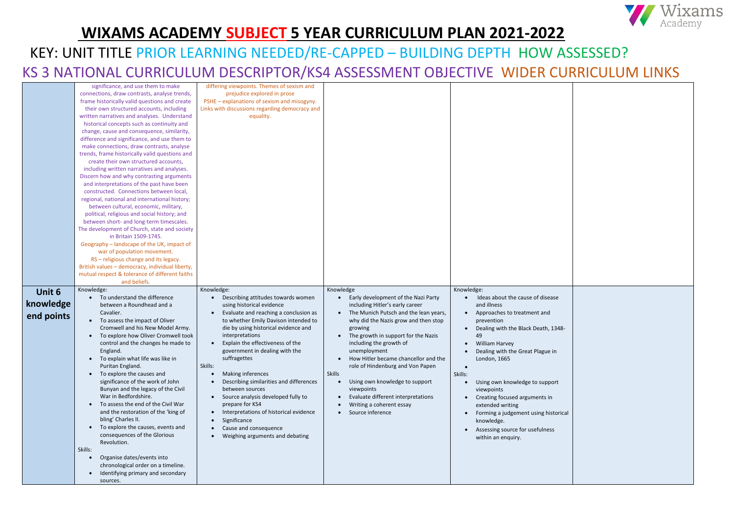# WIXAMS ACADEMY SUBJECT 5 YEAR CURRICULUM PLAN 2021-2022

KEY: UNIT TITLE PRIOR LEARNING NEEDED/RE-CAPPED – BUILDING DEPTH HOW ASSESSED?

KS 3 NATIONAL CURRICULUM DESCRIPTOR/KS4 ASSESSMENT OBJECTIVE WIDER CURRICULUM LINKS

| | | | | | |
|---|---|---|---|---|---|
| | significance, and use them to make connections, draw contrasts, analyse trends, frame historically valid questions and create their own structured accounts, including written narratives and analyses. Understand historical concepts such as continuity and change, cause and consequence, similarity, difference and significance, and use them to make connections, draw contrasts, analyse trends, frame historically valid questions and create their own structured accounts, including written narratives and analyses. Discern how and why contrasting arguments and interpretations of the past have been constructed. Connections between local, regional, national and international history; between cultural, economic, military, political, religious and social history; and between short- and long-term timescales. The development of Church, state and society in Britain 1509-1745.<br>Geography – landscape of the UK, impact of war of population movement.<br>RS – religious change and its legacy.<br>British values – democracy, individual liberty, mutual respect & tolerance of different faiths and beliefs. | differing viewpoints. Themes of sexism and prejudice explored in prose<br>PSHE – explanations of sexism and misogyny. Links with discussions regarding democracy and equality. | | | |
| **Unit 6 knowledge end points** | Knowledge:<br>• To understand the difference between a Roundhead and a Cavalier.<br>• To assess the impact of Oliver Cromwell and his New Model Army.<br>• To explore how Oliver Cromwell took control and the changes he made to England.<br>• To explain what life was like in Puritan England.<br>• To explore the causes and significance of the work of John Bunyan and the legacy of the Civil War in Bedfordshire.<br>• To assess the end of the Civil War and the restoration of the 'king of bling' Charles II.<br>• To explore the causes, events and consequences of the Glorious Revolution.<br>Skills:<br>• Organise dates/events into chronological order on a timeline.<br>• Identifying primary and secondary sources. | Knowledge:<br>• Describing attitudes towards women using historical evidence<br>• Evaluate and reaching a conclusion as to whether Emily Davison intended to die by using historical evidence and interpretations<br>• Explain the effectiveness of the government in dealing with the suffragettes<br>Skills:<br>• Making inferences<br>• Describing similarities and differences between sources<br>• Source analysis developed fully to prepare for KS4<br>• Interpretations of historical evidence<br>• Significance<br>• Cause and consequence<br>• Weighing arguments and debating | Knowledge<br>• Early development of the Nazi Party including Hitler's early career<br>• The Munich Putsch and the lean years, why did the Nazis grow and then stop growing<br>• The growth in support for the Nazis including the growth of unemployment<br>• How Hitler became chancellor and the role of Hindenburg and Von Papen<br>Skills<br>• Using own knowledge to support viewpoints<br>• Evaluate different interpretations<br>• Writing a coherent essay<br>• Source inference | Knowledge:<br>• Ideas about the cause of disease and illness<br>• Approaches to treatment and prevention<br>• Dealing with the Black Death, 1348-49<br>• William Harvey<br>• Dealing with the Great Plague in London, 1665<br>•<br>Skills:<br>• Using own knowledge to support viewpoints<br>• Creating focused arguments in extended writing<br>• Forming a judgement using historical knowledge.<br>• Assessing source for usefulness within an enquiry. | |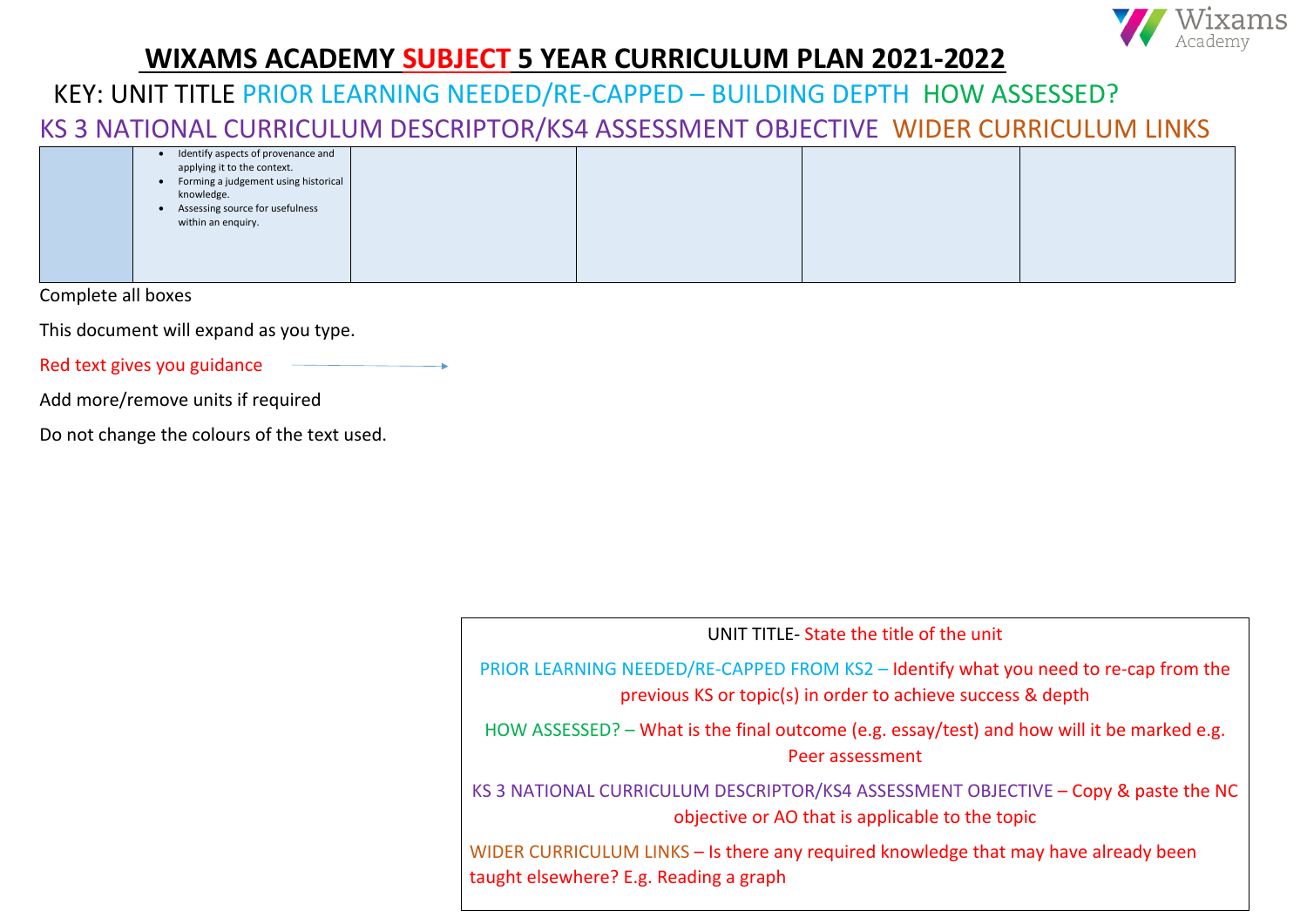# WIXAMS ACADEMY SUBJECT 5 YEAR CURRICULUM PLAN 2021-2022

KEY: UNIT TITLE PRIOR LEARNING NEEDED/RE-CAPPED – BUILDING DEPTH HOW ASSESSED?

KS 3 NATIONAL CURRICULUM DESCRIPTOR/KS4 ASSESSMENT OBJECTIVE WIDER CURRICULUM LINKS

| | | | | | |
|---|---|---|---|---|---|
| | • Identify aspects of provenance and applying it to the context.<br>• Forming a judgement using historical knowledge.<br>• Assessing source for usefulness within an enquiry. | | | | |

Complete all boxes

This document will expand as you type.

Red text gives you guidance

Add more/remove units if required

Do not change the colours of the text used.

UNIT TITLE- State the title of the unit

PRIOR LEARNING NEEDED/RE-CAPPED FROM KS2 – Identify what you need to re-cap from the previous KS or topic(s) in order to achieve success & depth

HOW ASSESSED? – What is the final outcome (e.g. essay/test) and how will it be marked e.g. Peer assessment

KS 3 NATIONAL CURRICULUM DESCRIPTOR/KS4 ASSESSMENT OBJECTIVE – Copy & paste the NC objective or AO that is applicable to the topic

WIDER CURRICULUM LINKS – Is there any required knowledge that may have already been taught elsewhere? E.g. Reading a graph